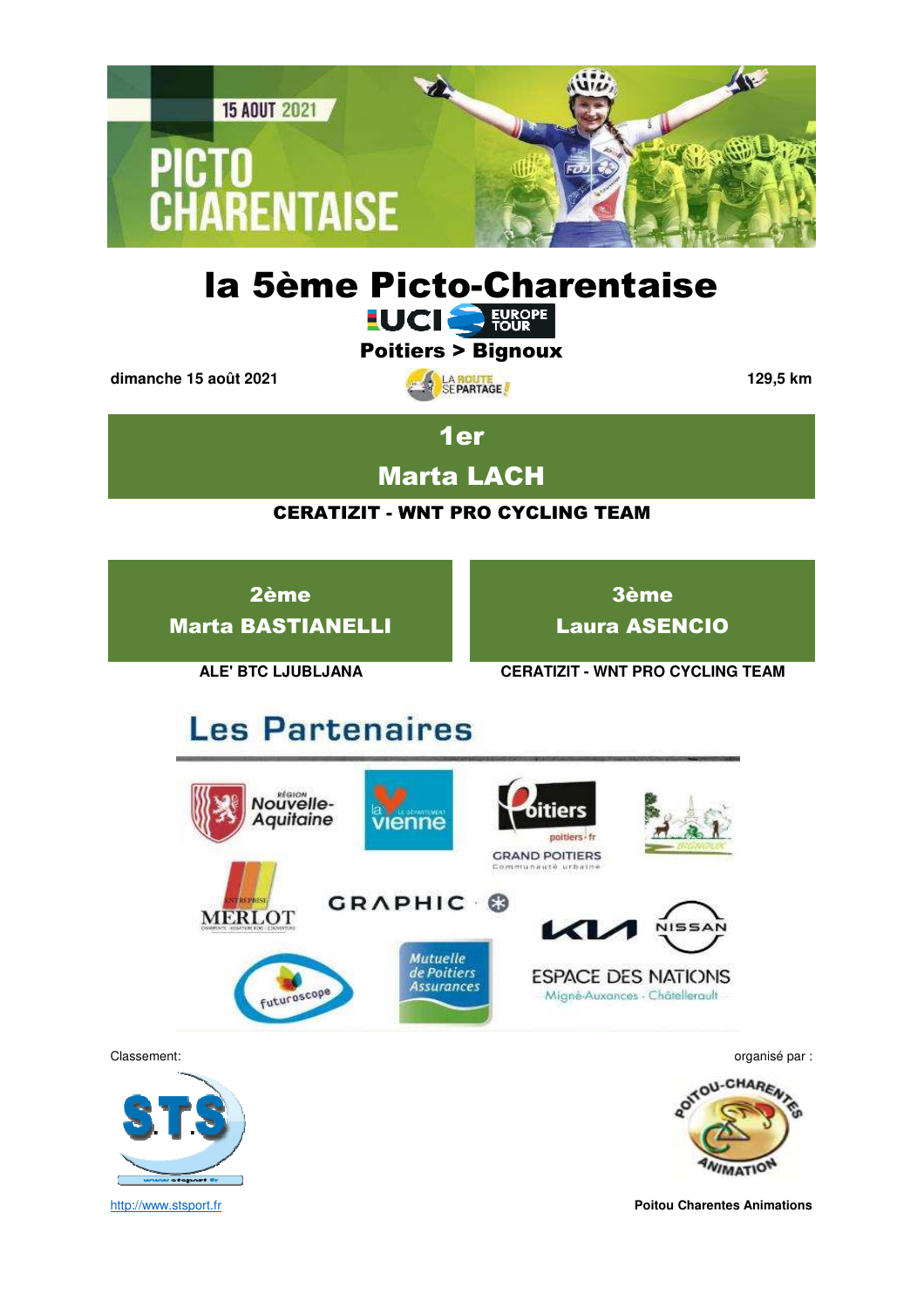# la 5ème Picto-Charentaise

**Poitiers > Bignoux**

dimanche 15 août 2021

129,5 km

## 1er
## Marta LACH

**CERATIZIT - WNT PRO CYCLING TEAM**

### 2ème
### Marta BASTIANELLI

**ALE' BTC LJUBLJANA**

### 3ème
### Laura ASENCIO

**CERATIZIT - WNT PRO CYCLING TEAM**

## Les Partenaires

Classement:

http://www.stsport.fr

organisé par :

**Poitou Charentes Animations**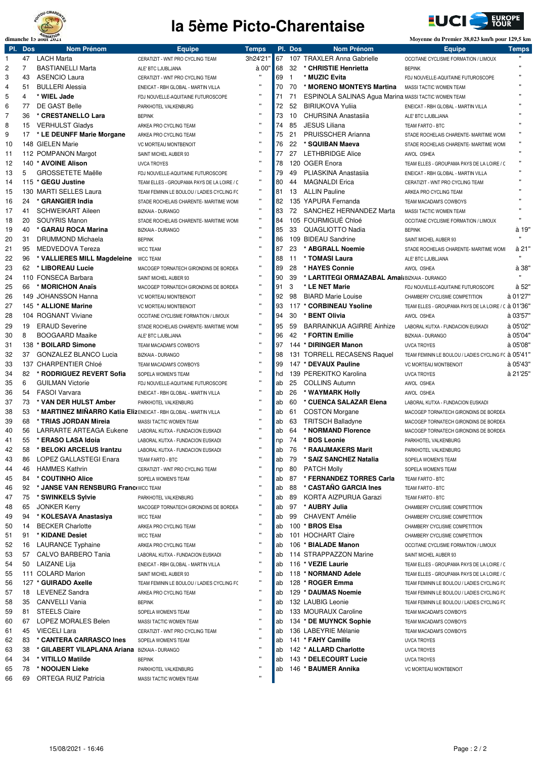# la 5ème Picto-Charentaise

dimanche 15 août 2021

Moyenne du Premier 38,023 km/h pour 129,5 km

| Pl. | Dos | Nom Prénom | Equipe | Temps |
|---|---|---|---|---|
| 1 | 47 | LACH Marta | CERATIZIT - WNT PRO CYCLING TEAM | 3h24'21" |
| 2 | 7 | BASTIANELLI Marta | ALE' BTC LJUBLJANA | à 00" |
| 3 | 43 | ASENCIO Laura | CERATIZIT - WNT PRO CYCLING TEAM | " |
| 4 | 51 | BULLERI Alessia | ENEICAT - RBH GLOBAL - MARTIN VILLA | " |
| 5 | 4 | * WIEL Jade | FDJ NOUVELLE-AQUITAINE FUTUROSCOPE | " |
| 6 | 77 | DE GAST Belle | PARKHOTEL VALKENBURG | " |
| 7 | 36 | * CRESTANELLO Lara | BEPINK | " |
| 8 | 15 | VERHULST Gladys | ARKEA PRO CYCLING TEAM | " |
| 9 | 17 | * LE DEUNFF Marie Morgane | ARKEA PRO CYCLING TEAM | " |
| 10 | 148 | GIELEN Marie | VC MORTEAU MONTBENOIT | " |
| 11 | 112 | POMPANON Margot | SAINT MICHEL AUBER 93 | " |
| 12 | 140 | * AVOINE Alison | UVCA TROYES | " |
| 13 | 5 | GROSSETETE Maëlle | FDJ NOUVELLE-AQUITAINE FUTUROSCOPE | " |
| 14 | 115 | * GEGU Justine | TEAM ELLES - GROUPAMA PAYS DE LA LOIRE / C | " |
| 15 | 130 | MARTI SELLES Laura | TEAM FEMININ LE BOULOU / LADIES CYCLING FC | " |
| 16 | 24 | * GRANGIER India | STADE ROCHELAIS CHARENTE- MARITIME WOMI | " |
| 17 | 41 | SCHWEIKART Aileen | BIZKAIA - DURANGO | " |
| 18 | 20 | SOUYRIS Manon | STADE ROCHELAIS CHARENTE- MARITIME WOMI | " |
| 19 | 40 | * GARAU ROCA Marina | BIZKAIA - DURANGO | " |
| 20 | 31 | DRUMMOND Michaela | BEPINK | " |
| 21 | 95 | MEDVEDOVA Tereza | WCC TEAM | " |
| 22 | 96 | * VALLIERES MILL Magdeleine | WCC TEAM | " |
| 23 | 62 | * LIBOREAU Lucie | MACOGEP TORNATECH GIRONDINS DE BORDEA | " |
| 24 | 110 | FONSECA Barbara | SAINT MICHEL AUBER 93 | " |
| 25 | 66 | * MORICHON Anaïs | MACOGEP TORNATECH GIRONDINS DE BORDEA | " |
| 26 | 149 | JOHANSSON Hanna | VC MORTEAU MONTBENOIT | " |
| 27 | 145 | * ALLIONE Marine | VC MORTEAU MONTBENOIT | " |
| 28 | 104 | ROGNANT Viviane | OCCITANE CYCLISME FORMATION / LIMOUX | " |
| 29 | 19 | ERAUD Severine | STADE ROCHELAIS CHARENTE- MARITIME WOMI | " |
| 30 | 8 | BOOGAARD Maaike | ALE' BTC LJUBLJANA | " |
| 31 | 138 | * BOILARD Simone | TEAM MACADAM'S COWBOYS | " |
| 32 | 37 | GONZALEZ BLANCO Lucia | BIZKAIA - DURANGO | " |
| 33 | 137 | CHARPENTIER Chloé | TEAM MACADAM'S COWBOYS | " |
| 34 | 82 | * RODRIGUEZ REVERT Sofia | SOPELA WOMEN'S TEAM | " |
| 35 | 6 | GUILMAN Victorie | FDJ NOUVELLE-AQUITAINE FUTUROSCOPE | " |
| 36 | 54 | FASOI Varvara | ENEICAT - RBH GLOBAL - MARTIN VILLA | " |
| 37 | 73 | * VAN DER HULST Amber | PARKHOTEL VALKENBURG | " |
| 38 | 53 | * MARTINEZ MIÑARRO Katia Eliz | ENEICAT - RBH GLOBAL - MARTIN VILLA | " |
| 39 | 68 | * TRIAS JORDAN Mireia | MASSI TACTIC WOMEN TEAM | " |
| 40 | 56 | LARRARTE ARTEAGA Eukene | LABORAL KUTXA - FUNDACION EUSKADI | " |
| 41 | 55 | * ERASO LASA Idoia | LABORAL KUTXA - FUNDACION EUSKADI | " |
| 42 | 58 | * BELOKI ARCELUS Irantzu | LABORAL KUTXA - FUNDACION EUSKADI | " |
| 43 | 86 | LOPEZ GALLASTEGI Enara | TEAM FARTO - BTC | " |
| 44 | 46 | HAMMES Kathrin | CERATIZIT - WNT PRO CYCLING TEAM | " |
| 45 | 84 | * COUTINHO Alice | SOPELA WOMEN'S TEAM | " |
| 46 | 92 | * JANSE VAN RENSBURG Franc | WCC TEAM | " |
| 47 | 75 | * SWINKELS Sylvie | PARKHOTEL VALKENBURG | " |
| 48 | 65 | JONKER Kerry | MACOGEP TORNATECH GIRONDINS DE BORDEA | " |
| 49 | 94 | * KOLESAVA Anastasiya | WCC TEAM | " |
| 50 | 14 | BECKER Charlotte | ARKEA PRO CYCLING TEAM | " |
| 51 | 91 | * KIDANE Desiet | WCC TEAM | " |
| 52 | 16 | LAURANCE Typhaine | ARKEA PRO CYCLING TEAM | " |
| 53 | 57 | CALVO BARBERO Tania | LABORAL KUTXA - FUNDACION EUSKADI | " |
| 54 | 50 | LAIZANE Lija | ENEICAT - RBH GLOBAL - MARTIN VILLA | " |
| 55 | 111 | COLARD Marion | SAINT MICHEL AUBER 93 | " |
| 56 | 127 | * GUIRADO Axelle | TEAM FEMININ LE BOULOU / LADIES CYCLING FC | " |
| 57 | 18 | LEVENEZ Sandra | ARKEA PRO CYCLING TEAM | " |
| 58 | 35 | CANVELLI Vania | BEPINK | " |
| 59 | 81 | STEELS Claire | SOPELA WOMEN'S TEAM | " |
| 60 | 67 | LOPEZ MORALES Belen | MASSI TACTIC WOMEN TEAM | " |
| 61 | 45 | VIECELI Lara | CERATIZIT - WNT PRO CYCLING TEAM | " |
| 62 | 83 | * CARRERA CARRASCO Ines | SOPELA WOMEN'S TEAM | " |
| 63 | 38 | * GILABERT VILAPLANA Ariana | BIZKAIA - DURANGO | " |
| 64 | 34 | * VITILLO Matilde | BEPINK | " |
| 65 | 78 | * NOOIJEN Lieke | PARKHOTEL VALKENBURG | " |
| 66 | 69 | ORTEGA RUIZ Patricia | MASSI TACTIC WOMEN TEAM | " |
| 67 | 107 | TRAXLER Anna Gabrielle | OCCITANE CYCLISME FORMATION / LIMOUX | " |
| 68 | 32 | * CHRISTIE Henrietta | BEPINK | " |
| 69 | 1 | * MUZIC Evita | FDJ NOUVELLE-AQUITAINE FUTUROSCOPE | " |
| 70 | 70 | * MORENO MONTEYS Martina | MASSI TACTIC WOMEN TEAM | " |
| 71 | 71 | ESPINOLA SALINAS Agua Marina | MASSI TACTIC WOMEN TEAM | " |
| 72 | 52 | BIRIUKOVA Yuliia | ENEICAT - RBH GLOBAL - MARTIN VILLA | " |
| 73 | 10 | CHURSINA Anastasiia | ALE' BTC LJUBLJANA | " |
| 74 | 85 | JESUS Liliana | TEAM FARTO - BTC | " |
| 75 | 21 | PRUISSCHER Arianna | STADE ROCHELAIS CHARENTE- MARITIME WOMI | " |
| 76 | 22 | * SQUIBAN Maeva | STADE ROCHELAIS CHARENTE- MARITIME WOMI | " |
| 77 | 27 | LETHBRIDGE Alice | AWOL OSHEA | " |
| 78 | 120 | OGER Enora | TEAM ELLES - GROUPAMA PAYS DE LA LOIRE / C | " |
| 79 | 49 | PLIASKINA Anastasiia | ENEICAT - RBH GLOBAL - MARTIN VILLA | " |
| 80 | 44 | MAGNALDI Erica | CERATIZIT - WNT PRO CYCLING TEAM | " |
| 81 | 13 | ALLIN Pauline | ARKEA PRO CYCLING TEAM | " |
| 82 | 135 | YAPURA Fernanda | TEAM MACADAM'S COWBOYS | " |
| 83 | 72 | SANCHEZ HERNANDEZ Marta | MASSI TACTIC WOMEN TEAM | " |
| 84 | 105 | FOURMIGUÉ Chloé | OCCITANE CYCLISME FORMATION / LIMOUX | " |
| 85 | 33 | QUAGLIOTTO Nadia | BEPINK | à 19" |
| 86 | 109 | BIDEAU Sandrine | SAINT MICHEL AUBER 93 | " |
| 87 | 23 | * ABGRALL Noemie | STADE ROCHELAIS CHARENTE- MARITIME WOMI | à 21" |
| 88 | 11 | * TOMASI Laura | ALE' BTC LJUBLJANA | " |
| 89 | 28 | * HAYES Connie | AWOL OSHEA | à 38" |
| 90 | 39 | * LARTITEGI ORMAZABAL Amai | BIZKAIA - DURANGO | " |
| 91 | 3 | * LE NET Marie | FDJ NOUVELLE-AQUITAINE FUTUROSCOPE | à 52" |
| 92 | 98 | BIARD Marie Louise | CHAMBERY CYCLISME COMPETITION | à 01'27" |
| 93 | 117 | * CORBINEAU Ysoline | TEAM ELLES - GROUPAMA PAYS DE LA LOIRE / C | à 01'36" |
| 94 | 30 | * BENT Olivia | AWOL OSHEA | à 03'57" |
| 95 | 59 | BARRAINKUA AGIRRE Ainhize | LABORAL KUTXA - FUNDACION EUSKADI | à 05'02" |
| 96 | 42 | * FORTIN Emilie | BIZKAIA - DURANGO | à 05'04" |
| 97 | 144 | * DIRINGER Manon | UVCA TROYES | à 05'08" |
| 98 | 131 | TORRELL RECASENS Raquel | TEAM FEMININ LE BOULOU / LADIES CYCLING FC | à 05'41" |
| 99 | 147 | * DEVAUX Pauline | VC MORTEAU MONTBENOIT | à 05'43" |
| hd | 139 | PEREKITKO Karolina | UVCA TROYES | à 21'25" |
| ab | 25 | COLLINS Autumn | AWOL OSHEA | |
| ab | 26 | * WAYMARK Holly | AWOL OSHEA | |
| ab | 60 | * CUENCA SALAZAR Elena | LABORAL KUTXA - FUNDACION EUSKADI | |
| ab | 61 | COSTON Morgane | MACOGEP TORNATECH GIRONDINS DE BORDEA | |
| ab | 63 | TRITSCH Balladyne | MACOGEP TORNATECH GIRONDINS DE BORDEA | |
| ab | 64 | * NORMAND Florence | MACOGEP TORNATECH GIRONDINS DE BORDEA | |
| np | 74 | * BOS Leonie | PARKHOTEL VALKENBURG | |
| ab | 76 | * RAAIJMAKERS Marit | PARKHOTEL VALKENBURG | |
| ab | 79 | * SAIZ SANCHEZ Natalia | SOPELA WOMEN'S TEAM | |
| np | 80 | PATCH Molly | SOPELA WOMEN'S TEAM | |
| ab | 87 | * FERNANDEZ TORRES Carla | TEAM FARTO - BTC | |
| ab | 88 | * CASTAÑO GARCIA Ines | TEAM FARTO - BTC | |
| ab | 89 | KORTA AIZPURUA Garazi | TEAM FARTO - BTC | |
| ab | 97 | * AUBRY Julia | CHAMBERY CYCLISME COMPETITION | |
| ab | 99 | CHAVENT Amélie | CHAMBERY CYCLISME COMPETITION | |
| ab | 100 | * BROS Elsa | CHAMBERY CYCLISME COMPETITION | |
| ab | 101 | HOCHART Claire | CHAMBERY CYCLISME COMPETITION | |
| ab | 106 | * BIALADE Manon | OCCITANE CYCLISME FORMATION / LIMOUX | |
| ab | 114 | STRAPPAZZON Marine | SAINT MICHEL AUBER 93 | |
| ab | 116 | * VEZIE Laurie | TEAM ELLES - GROUPAMA PAYS DE LA LOIRE / C | |
| ab | 118 | * NORMAND Adele | TEAM ELLES - GROUPAMA PAYS DE LA LOIRE / C | |
| ab | 128 | * ROGER Emma | TEAM FEMININ LE BOULOU / LADIES CYCLING FC | |
| ab | 129 | * DAUMAS Noemie | TEAM FEMININ LE BOULOU / LADIES CYCLING FC | |
| ab | 132 | LAUBIG Leonie | TEAM FEMININ LE BOULOU / LADIES CYCLING FC | |
| ab | 133 | MOURAUX Caroline | TEAM MACADAM'S COWBOYS | |
| ab | 134 | * DE MUYNCK Sophie | TEAM MACADAM'S COWBOYS | |
| ab | 136 | LABEYRIE Mélanie | TEAM MACADAM'S COWBOYS | |
| ab | 141 | * FAHY Camille | UVCA TROYES | |
| ab | 142 | * ALLARD Charlotte | UVCA TROYES | |
| ab | 143 | * DELECOURT Lucie | UVCA TROYES | |
| ab | 146 | * BAUMER Annika | VC MORTEAU MONTBENOIT | |

15/08/2021 - 16:46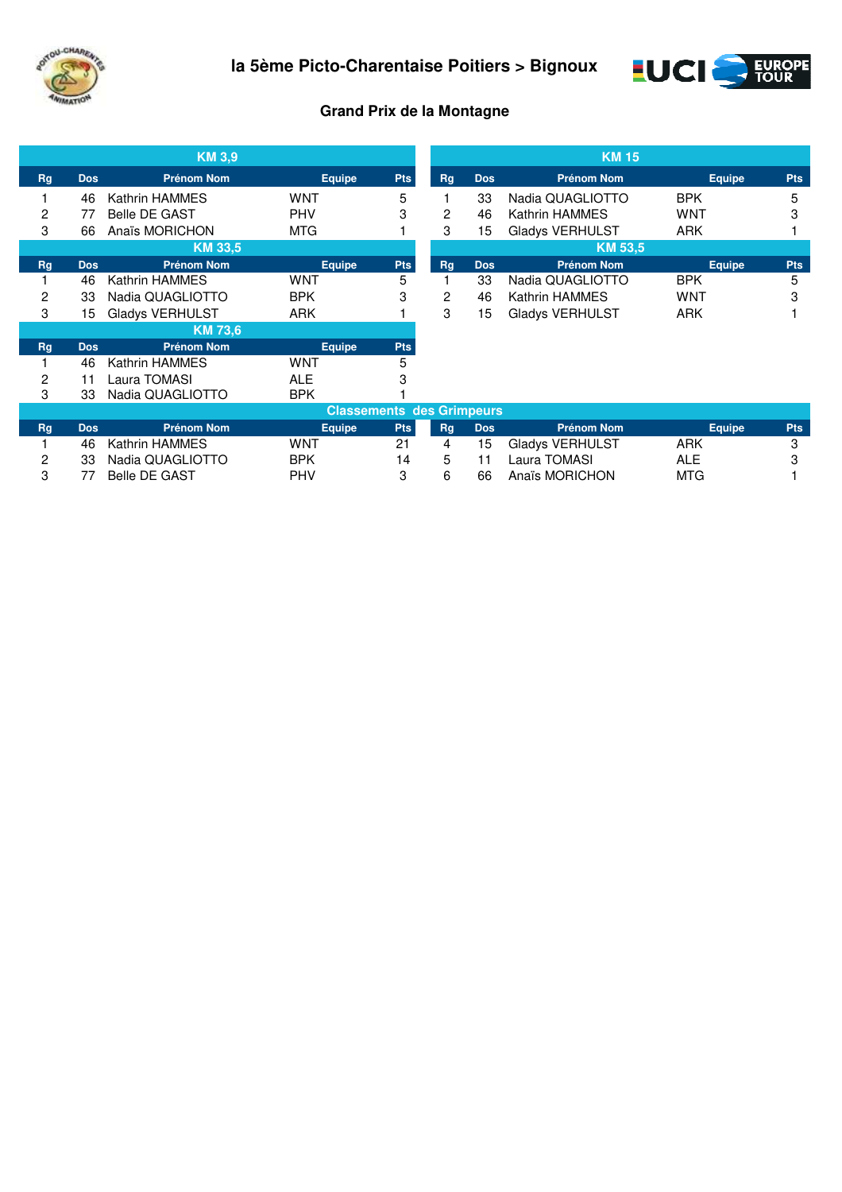# la 5ème Picto-Charentaise Poitiers > Bignoux

## Grand Prix de la Montagne

### KM 3,9

| Rg | Dos | Prénom Nom | Equipe | Pts |
|---|---|---|---|---|
| 1 | 46 | Kathrin HAMMES | WNT | 5 |
| 2 | 77 | Belle DE GAST | PHV | 3 |
| 3 | 66 | Anaïs MORICHON | MTG | 1 |

### KM 15

| Rg | Dos | Prénom Nom | Equipe | Pts |
|---|---|---|---|---|
| 1 | 33 | Nadia QUAGLIOTTO | BPK | 5 |
| 2 | 46 | Kathrin HAMMES | WNT | 3 |
| 3 | 15 | Gladys VERHULST | ARK | 1 |

### KM 33,5

| Rg | Dos | Prénom Nom | Equipe | Pts |
|---|---|---|---|---|
| 1 | 46 | Kathrin HAMMES | WNT | 5 |
| 2 | 33 | Nadia QUAGLIOTTO | BPK | 3 |
| 3 | 15 | Gladys VERHULST | ARK | 1 |

### KM 53,5

| Rg | Dos | Prénom Nom | Equipe | Pts |
|---|---|---|---|---|
| 1 | 33 | Nadia QUAGLIOTTO | BPK | 5 |
| 2 | 46 | Kathrin HAMMES | WNT | 3 |
| 3 | 15 | Gladys VERHULST | ARK | 1 |

### KM 73,6

| Rg | Dos | Prénom Nom | Equipe | Pts |
|---|---|---|---|---|
| 1 | 46 | Kathrin HAMMES | WNT | 5 |
| 2 | 11 | Laura TOMASI | ALE | 3 |
| 3 | 33 | Nadia QUAGLIOTTO | BPK | 1 |

### Classements des Grimpeurs

| Rg | Dos | Prénom Nom | Equipe | Pts |
|---|---|---|---|---|
| 1 | 46 | Kathrin HAMMES | WNT | 21 |
| 2 | 33 | Nadia QUAGLIOTTO | BPK | 14 |
| 3 | 77 | Belle DE GAST | PHV | 3 |
| 4 | 15 | Gladys VERHULST | ARK | 3 |
| 5 | 11 | Laura TOMASI | ALE | 3 |
| 6 | 66 | Anaïs MORICHON | MTG | 1 |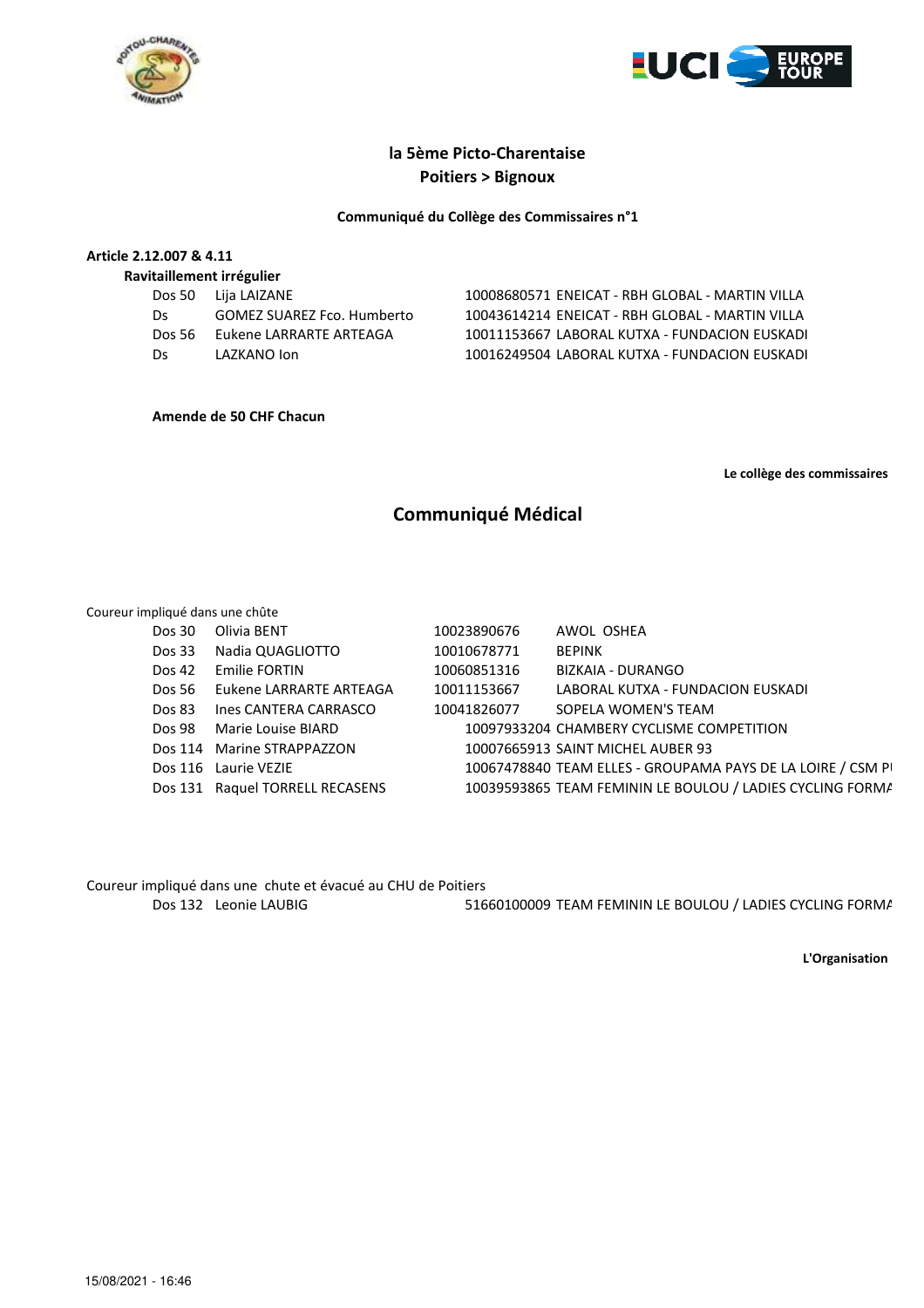## la 5ème Picto-Charentaise
## Poitiers > Bignoux

**Communiqué du Collège des Commissaires n°1**

**Article 2.12.007 & 4.11**

**Ravitaillement irrégulier**

| | | | |
|---|---|---|---|
| Dos 50 | Lija LAIZANE | 10008680571 | ENEICAT - RBH GLOBAL - MARTIN VILLA |
| Ds | GOMEZ SUAREZ Fco. Humberto | 10043614214 | ENEICAT - RBH GLOBAL - MARTIN VILLA |
| Dos 56 | Eukene LARRARTE ARTEAGA | 10011153667 | LABORAL KUTXA - FUNDACION EUSKADI |
| Ds | LAZKANO Ion | 10016249504 | LABORAL KUTXA - FUNDACION EUSKADI |

**Amende de 50 CHF Chacun**

**Le collège des commissaires**

## Communiqué Médical

Coureur impliqué dans une chûte

| | | | |
|---|---|---|---|
| Dos 30 | Olivia BENT | 10023890676 | AWOL OSHEA |
| Dos 33 | Nadia QUAGLIOTTO | 10010678771 | BEPINK |
| Dos 42 | Emilie FORTIN | 10060851316 | BIZKAIA - DURANGO |
| Dos 56 | Eukene LARRARTE ARTEAGA | 10011153667 | LABORAL KUTXA - FUNDACION EUSKADI |
| Dos 83 | Ines CANTERA CARRASCO | 10041826077 | SOPELA WOMEN'S TEAM |
| Dos 98 | Marie Louise BIARD | 10097933204 | CHAMBERY CYCLISME COMPETITION |
| Dos 114 | Marine STRAPPAZZON | 10007665913 | SAINT MICHEL AUBER 93 |
| Dos 116 | Laurie VEZIE | 10067478840 | TEAM ELLES - GROUPAMA PAYS DE LA LOIRE / CSM PI |
| Dos 131 | Raquel TORRELL RECASENS | 10039593865 | TEAM FEMININ LE BOULOU / LADIES CYCLING FORMA |

Coureur impliqué dans une chute et évacué au CHU de Poitiers

| | | | |
|---|---|---|---|
| Dos 132 | Leonie LAUBIG | 51660100009 | TEAM FEMININ LE BOULOU / LADIES CYCLING FORMA |

**L'Organisation**

15/08/2021 - 16:46